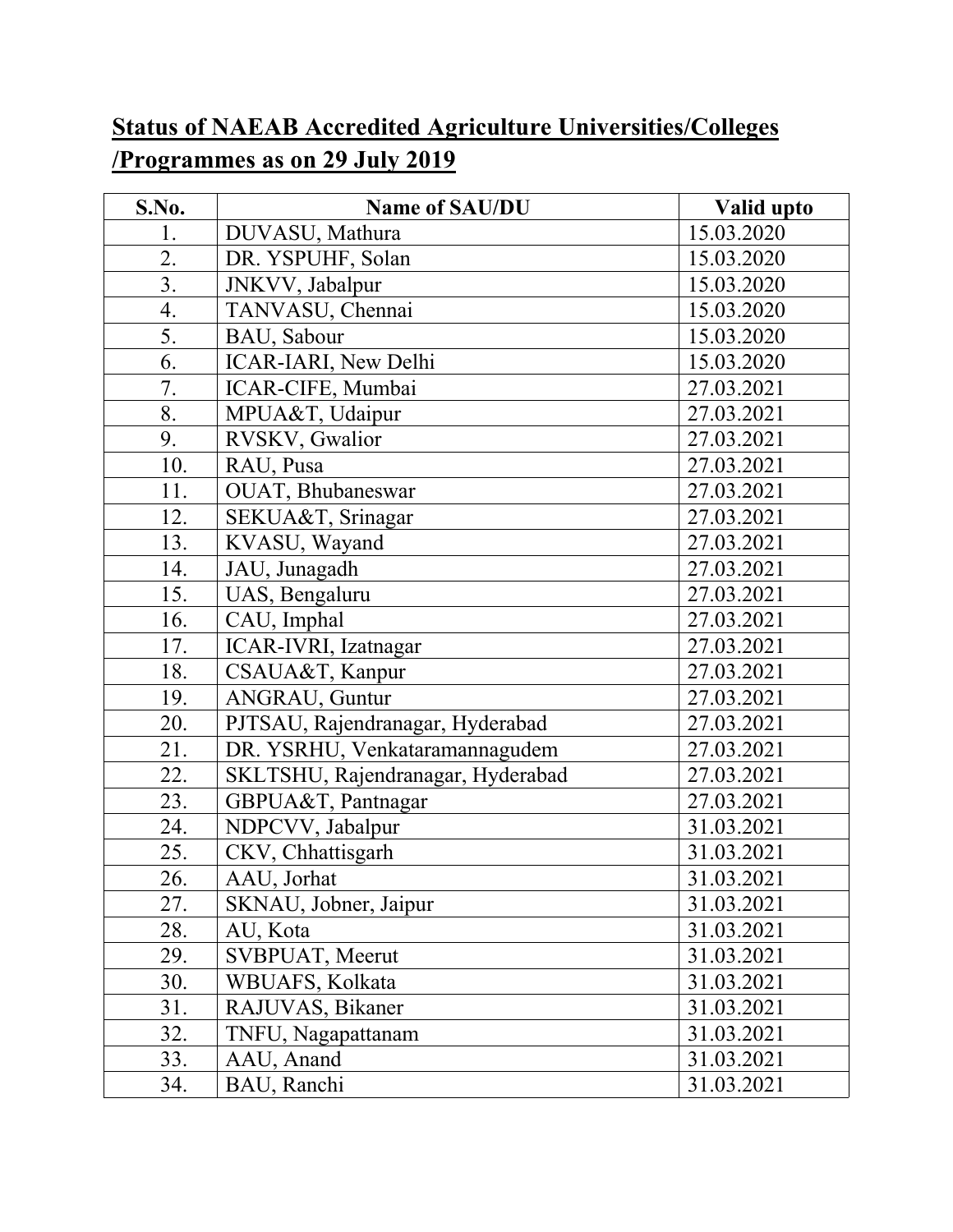## Status of NAEAB Accredited Agriculture Universities/Colleges /Programmes as on 29 July 2019

| S.No. | Name of SAU/DU | Valid upto |
|---|---|---|
| 1. | DUVASU, Mathura | 15.03.2020 |
| 2. | DR. YSPUHF, Solan | 15.03.2020 |
| 3. | JNKVV, Jabalpur | 15.03.2020 |
| 4. | TANVASU, Chennai | 15.03.2020 |
| 5. | BAU, Sabour | 15.03.2020 |
| 6. | ICAR-IARI, New Delhi | 15.03.2020 |
| 7. | ICAR-CIFE, Mumbai | 27.03.2021 |
| 8. | MPUA&T, Udaipur | 27.03.2021 |
| 9. | RVSKV, Gwalior | 27.03.2021 |
| 10. | RAU, Pusa | 27.03.2021 |
| 11. | OUAT, Bhubaneswar | 27.03.2021 |
| 12. | SEKUA&T, Srinagar | 27.03.2021 |
| 13. | KVASU, Wayand | 27.03.2021 |
| 14. | JAU, Junagadh | 27.03.2021 |
| 15. | UAS, Bengaluru | 27.03.2021 |
| 16. | CAU, Imphal | 27.03.2021 |
| 17. | ICAR-IVRI, Izatnagar | 27.03.2021 |
| 18. | CSAUA&T, Kanpur | 27.03.2021 |
| 19. | ANGRAU, Guntur | 27.03.2021 |
| 20. | PJTSAU, Rajendranagar, Hyderabad | 27.03.2021 |
| 21. | DR. YSRHU, Venkataramannagudem | 27.03.2021 |
| 22. | SKLTSHU, Rajendranagar, Hyderabad | 27.03.2021 |
| 23. | GBPUA&T, Pantnagar | 27.03.2021 |
| 24. | NDPCVV, Jabalpur | 31.03.2021 |
| 25. | CKV, Chhattisgarh | 31.03.2021 |
| 26. | AAU, Jorhat | 31.03.2021 |
| 27. | SKNAU, Jobner, Jaipur | 31.03.2021 |
| 28. | AU, Kota | 31.03.2021 |
| 29. | SVBPUAT, Meerut | 31.03.2021 |
| 30. | WBUAFS, Kolkata | 31.03.2021 |
| 31. | RAJUVAS, Bikaner | 31.03.2021 |
| 32. | TNFU, Nagapattanam | 31.03.2021 |
| 33. | AAU, Anand | 31.03.2021 |
| 34. | BAU, Ranchi | 31.03.2021 |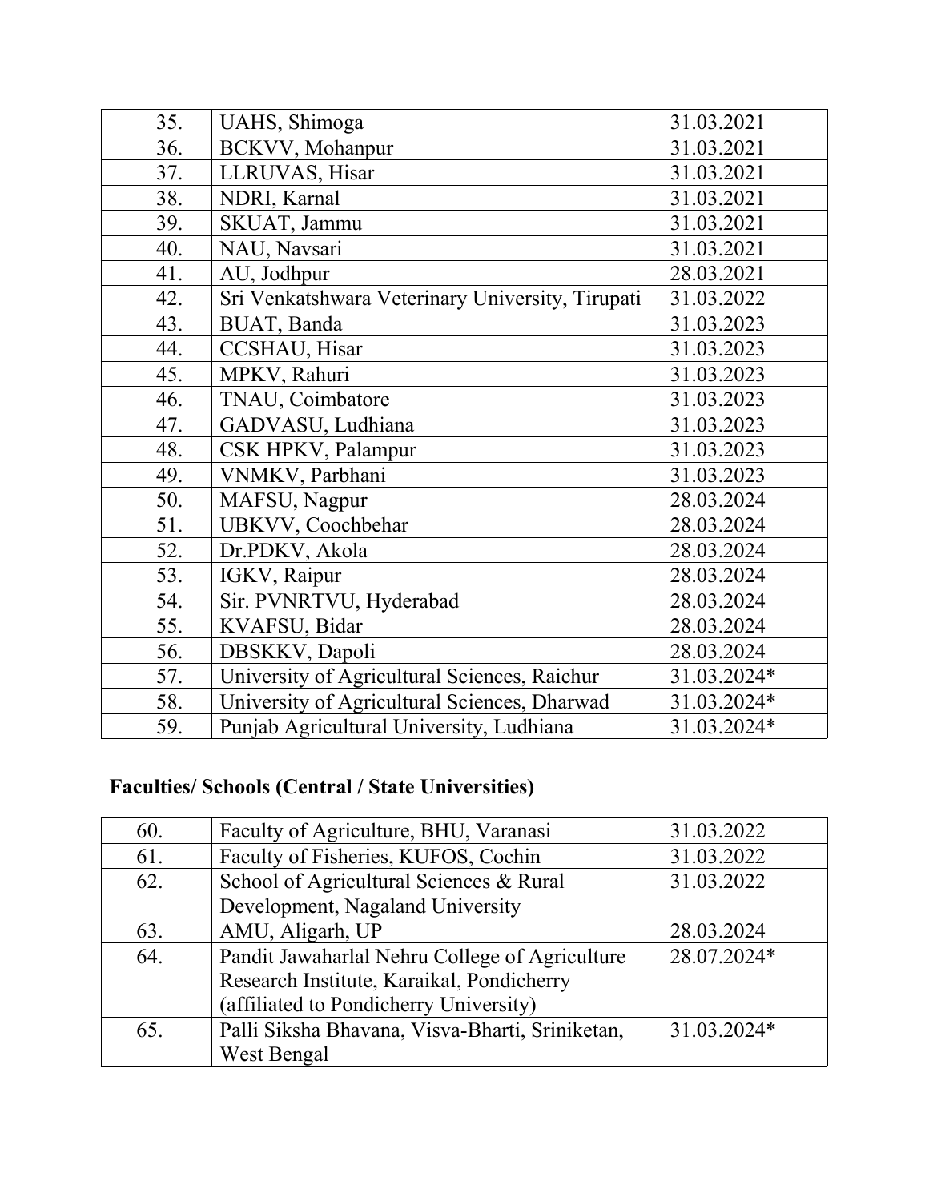| | | |
|---|---|---|
| 35. | UAHS, Shimoga | 31.03.2021 |
| 36. | BCKVV, Mohanpur | 31.03.2021 |
| 37. | LLRUVAS, Hisar | 31.03.2021 |
| 38. | NDRI, Karnal | 31.03.2021 |
| 39. | SKUAT, Jammu | 31.03.2021 |
| 40. | NAU, Navsari | 31.03.2021 |
| 41. | AU, Jodhpur | 28.03.2021 |
| 42. | Sri Venkatshwara Veterinary University, Tirupati | 31.03.2022 |
| 43. | BUAT, Banda | 31.03.2023 |
| 44. | CCSHAU, Hisar | 31.03.2023 |
| 45. | MPKV, Rahuri | 31.03.2023 |
| 46. | TNAU, Coimbatore | 31.03.2023 |
| 47. | GADVASU, Ludhiana | 31.03.2023 |
| 48. | CSK HPKV, Palampur | 31.03.2023 |
| 49. | VNMKV, Parbhani | 31.03.2023 |
| 50. | MAFSU, Nagpur | 28.03.2024 |
| 51. | UBKVV, Coochbehar | 28.03.2024 |
| 52. | Dr.PDKV, Akola | 28.03.2024 |
| 53. | IGKV, Raipur | 28.03.2024 |
| 54. | Sir. PVNRTVU, Hyderabad | 28.03.2024 |
| 55. | KVAFSU, Bidar | 28.03.2024 |
| 56. | DBSKKV, Dapoli | 28.03.2024 |
| 57. | University of Agricultural Sciences, Raichur | 31.03.2024* |
| 58. | University of Agricultural Sciences, Dharwad | 31.03.2024* |
| 59. | Punjab Agricultural University, Ludhiana | 31.03.2024* |

**Faculties/ Schools (Central / State Universities)**

| | | |
|---|---|---|
| 60. | Faculty of Agriculture, BHU, Varanasi | 31.03.2022 |
| 61. | Faculty of Fisheries, KUFOS, Cochin | 31.03.2022 |
| 62. | School of Agricultural Sciences & Rural Development, Nagaland University | 31.03.2022 |
| 63. | AMU, Aligarh, UP | 28.03.2024 |
| 64. | Pandit Jawaharlal Nehru College of Agriculture Research Institute, Karaikal, Pondicherry (affiliated to Pondicherry University) | 28.07.2024* |
| 65. | Palli Siksha Bhavana, Visva-Bharti, Sriniketan, West Bengal | 31.03.2024* |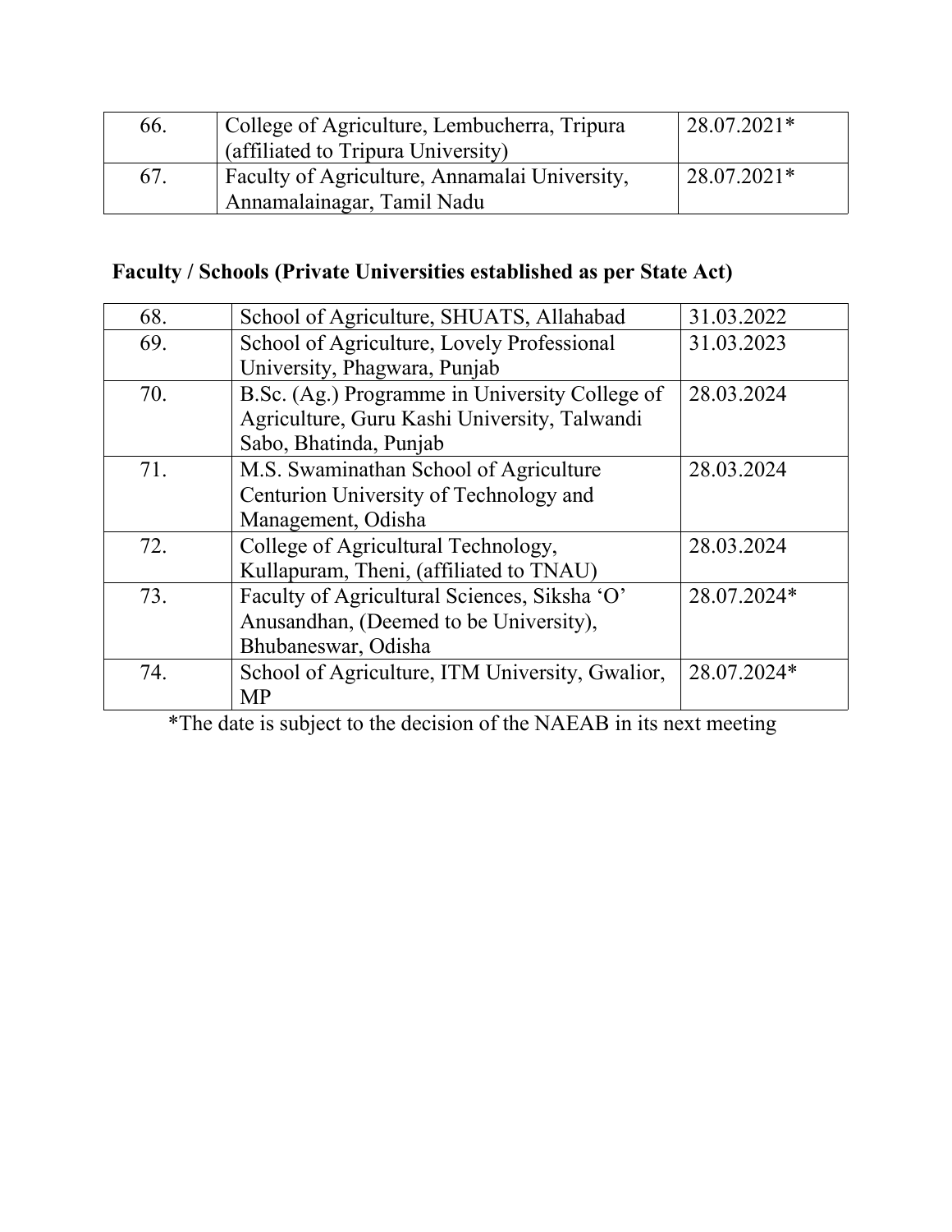| | | |
|---|---|---|
| 66. | College of Agriculture, Lembucherra, Tripura (affiliated to Tripura University) | 28.07.2021* |
| 67. | Faculty of Agriculture, Annamalai University, Annamalainagar, Tamil Nadu | 28.07.2021* |

**Faculty / Schools (Private Universities established as per State Act)**

| | | |
|---|---|---|
| 68. | School of Agriculture, SHUATS, Allahabad | 31.03.2022 |
| 69. | School of Agriculture, Lovely Professional University, Phagwara, Punjab | 31.03.2023 |
| 70. | B.Sc. (Ag.) Programme in University College of Agriculture, Guru Kashi University, Talwandi Sabo, Bhatinda, Punjab | 28.03.2024 |
| 71. | M.S. Swaminathan School of Agriculture Centurion University of Technology and Management, Odisha | 28.03.2024 |
| 72. | College of Agricultural Technology, Kullapuram, Theni, (affiliated to TNAU) | 28.03.2024 |
| 73. | Faculty of Agricultural Sciences, Siksha 'O' Anusandhan, (Deemed to be University), Bhubaneswar, Odisha | 28.07.2024* |
| 74. | School of Agriculture, ITM University, Gwalior, MP | 28.07.2024* |

*The date is subject to the decision of the NAEAB in its next meeting